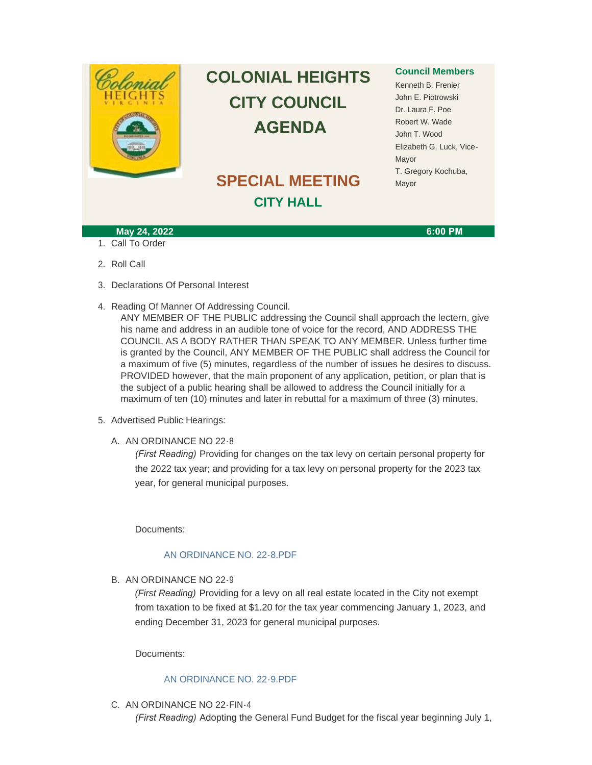# COLONIAL HEIGHTS CITY COUNCIL AGENDA

## SPECIAL MEETING

### CITY HALL

**Council Members**

Kenneth B. Frenier
John E. Piotrowski
Dr. Laura F. Poe
Robert W. Wade
John T. Wood
Elizabeth G. Luck, Vice-Mayor
T. Gregory Kochuba, Mayor

**May 24, 2022** — **6:00 PM**

1. Call To Order

2. Roll Call

3. Declarations Of Personal Interest

4. Reading Of Manner Of Addressing Council.

   ANY MEMBER OF THE PUBLIC addressing the Council shall approach the lectern, give his name and address in an audible tone of voice for the record, AND ADDRESS THE COUNCIL AS A BODY RATHER THAN SPEAK TO ANY MEMBER. Unless further time is granted by the Council, ANY MEMBER OF THE PUBLIC shall address the Council for a maximum of five (5) minutes, regardless of the number of issues he desires to discuss. PROVIDED however, that the main proponent of any application, petition, or plan that is the subject of a public hearing shall be allowed to address the Council initially for a maximum of ten (10) minutes and later in rebuttal for a maximum of three (3) minutes.

5. Advertised Public Hearings:

   A. AN ORDINANCE NO 22-8

      *(First Reading)* Providing for changes on the tax levy on certain personal property for the 2022 tax year; and providing for a tax levy on personal property for the 2023 tax year, for general municipal purposes.

      Documents:

      AN ORDINANCE NO. 22-8.PDF

   B. AN ORDINANCE NO 22-9

      *(First Reading)* Providing for a levy on all real estate located in the City not exempt from taxation to be fixed at $1.20 for the tax year commencing January 1, 2023, and ending December 31, 2023 for general municipal purposes.

      Documents:

      AN ORDINANCE NO. 22-9.PDF

   C. AN ORDINANCE NO 22-FIN-4

      *(First Reading)* Adopting the General Fund Budget for the fiscal year beginning July 1,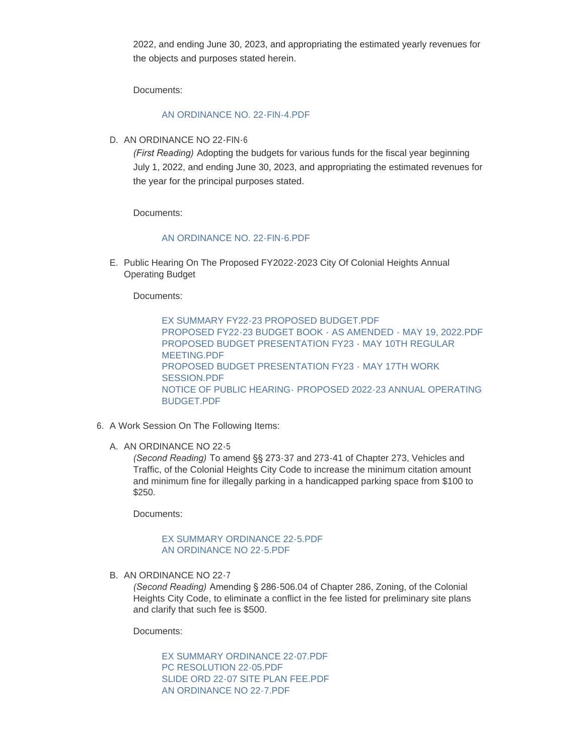2022, and ending June 30, 2023, and appropriating the estimated yearly revenues for the objects and purposes stated herein.

Documents:

AN ORDINANCE NO. 22-FIN-4.PDF

D. AN ORDINANCE NO 22-FIN-6

*(First Reading)* Adopting the budgets for various funds for the fiscal year beginning July 1, 2022, and ending June 30, 2023, and appropriating the estimated revenues for the year for the principal purposes stated.

Documents:

AN ORDINANCE NO. 22-FIN-6.PDF

E. Public Hearing On The Proposed FY2022-2023 City Of Colonial Heights Annual Operating Budget

Documents:

EX SUMMARY FY22-23 PROPOSED BUDGET.PDF
PROPOSED FY22-23 BUDGET BOOK - AS AMENDED - MAY 19, 2022.PDF
PROPOSED BUDGET PRESENTATION FY23 - MAY 10TH REGULAR MEETING.PDF
PROPOSED BUDGET PRESENTATION FY23 - MAY 17TH WORK SESSION.PDF
NOTICE OF PUBLIC HEARING- PROPOSED 2022-23 ANNUAL OPERATING BUDGET.PDF

6. A Work Session On The Following Items:

A. AN ORDINANCE NO 22-5

*(Second Reading)* To amend §§ 273-37 and 273-41 of Chapter 273, Vehicles and Traffic, of the Colonial Heights City Code to increase the minimum citation amount and minimum fine for illegally parking in a handicapped parking space from $100 to $250.

Documents:

EX SUMMARY ORDINANCE 22-5.PDF
AN ORDINANCE NO 22-5.PDF

B. AN ORDINANCE NO 22-7

*(Second Reading)* Amending § 286-506.04 of Chapter 286, Zoning, of the Colonial Heights City Code, to eliminate a conflict in the fee listed for preliminary site plans and clarify that such fee is $500.

Documents:

EX SUMMARY ORDINANCE 22-07.PDF
PC RESOLUTION 22-05.PDF
SLIDE ORD 22-07 SITE PLAN FEE.PDF
AN ORDINANCE NO 22-7.PDF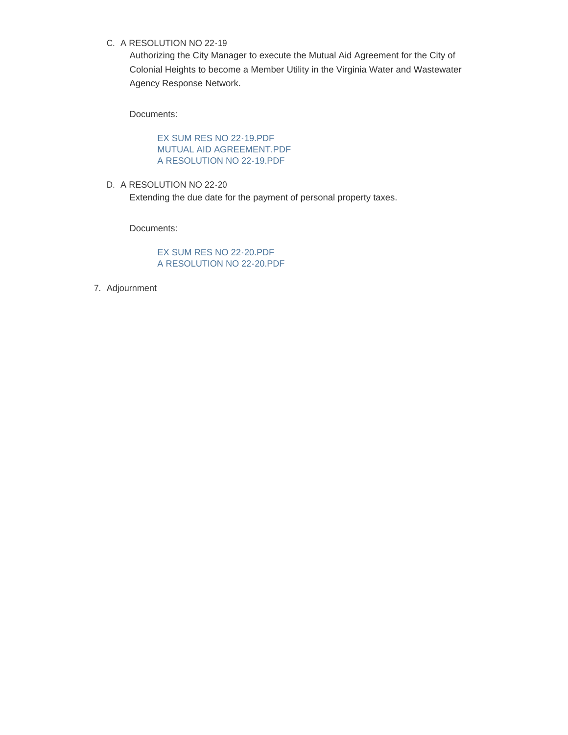C. A RESOLUTION NO 22-19

   Authorizing the City Manager to execute the Mutual Aid Agreement for the City of Colonial Heights to become a Member Utility in the Virginia Water and Wastewater Agency Response Network.

   Documents:

   EX SUM RES NO 22-19.PDF
   MUTUAL AID AGREEMENT.PDF
   A RESOLUTION NO 22-19.PDF

D. A RESOLUTION NO 22-20

   Extending the due date for the payment of personal property taxes.

   Documents:

   EX SUM RES NO 22-20.PDF
   A RESOLUTION NO 22-20.PDF

7. Adjournment